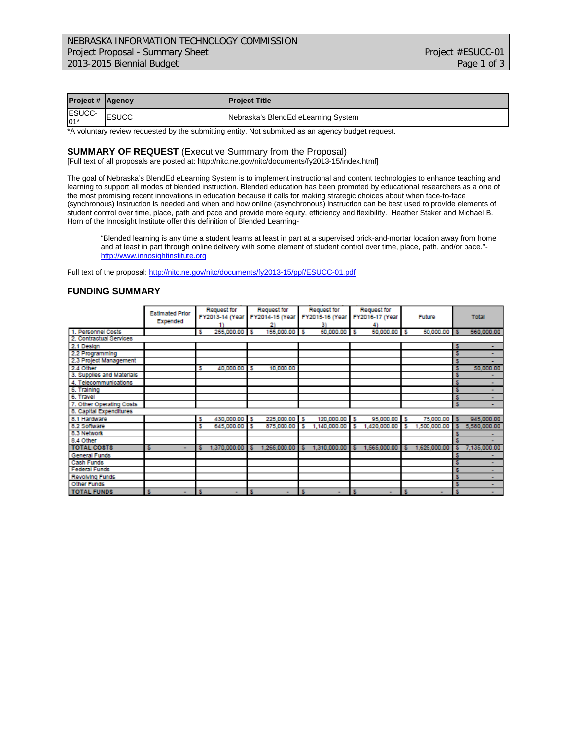| Project # | Agency | Project Title |
|---|---|---|
| ESUCC-01* | ESUCC | Nebraska's BlendEd eLearning System |

*A voluntary review requested by the submitting entity. Not submitted as an agency budget request.

## SUMMARY OF REQUEST (Executive Summary from the Proposal)

[Full text of all proposals are posted at: http://nitc.ne.gov/nitc/documents/fy2013-15/index.html]

The goal of Nebraska's BlendEd eLearning System is to implement instructional and content technologies to enhance teaching and learning to support all modes of blended instruction. Blended education has been promoted by educational researchers as a one of the most promising recent innovations in education because it calls for making strategic choices about when face-to-face (synchronous) instruction is needed and when and how online (asynchronous) instruction can be best used to provide elements of student control over time, place, path and pace and provide more equity, efficiency and flexibility. Heather Staker and Michael B. Horn of the Innosight Institute offer this definition of Blended Learning-

> "Blended learning is any time a student learns at least in part at a supervised brick-and-mortar location away from home and at least in part through online delivery with some element of student control over time, place, path, and/or pace."- http://www.innosightinstitute.org

Full text of the proposal: http://nitc.ne.gov/nitc/documents/fy2013-15/ppf/ESUCC-01.pdf

## FUNDING SUMMARY

| | Estimated Prior Expended | Request for FY2013-14 (Year 1) | Request for FY2014-15 (Year 2) | Request for FY2015-16 (Year 3) | Request for FY2016-17 (Year 4) | Future | Total |
|---|---|---|---|---|---|---|---|
| 1. Personnel Costs | | $ 255,000.00 | $ 155,000.00 | $ 50,000.00 | $ 50,000.00 | $ 50,000.00 | $ 560,000.00 |
| 2. Contractual Services | | | | | | | |
| 2.1 Design | | | | | | | $ - |
| 2.2 Programming | | | | | | | $ - |
| 2.3 Project Management | | | | | | | $ - |
| 2.4 Other | | $ 40,000.00 | $ 10,000.00 | | | | $ 50,000.00 |
| 3. Supplies and Materials | | | | | | | $ - |
| 4. Telecommunications | | | | | | | $ - |
| 5. Training | | | | | | | $ - |
| 6. Travel | | | | | | | $ - |
| 7. Other Operating Costs | | | | | | | $ - |
| 8. Capital Expenditures | | | | | | | |
| 8.1 Hardware | | $ 430,000.00 | $ 225,000.00 | $ 120,000.00 | $ 95,000.00 | $ 75,000.00 | $ 945,000.00 |
| 8.2 Software | | $ 645,000.00 | $ 875,000.00 | $ 1,140,000.00 | $ 1,420,000.00 | $ 1,500,000.00 | $ 5,580,000.00 |
| 8.3 Network | | | | | | | $ - |
| 8.4 Other | | | | | | | $ - |
| **TOTAL COSTS** | $ - | $ 1,370,000.00 | $ 1,265,000.00 | $ 1,310,000.00 | $ 1,565,000.00 | $ 1,625,000.00 | $ 7,135,000.00 |
| General Funds | | | | | | | $ - |
| Cash Funds | | | | | | | $ - |
| Federal Funds | | | | | | | $ - |
| Revolving Funds | | | | | | | $ - |
| Other Funds | | | | | | | $ - |
| **TOTAL FUNDS** | $ - | $ - | $ - | $ - | $ - | $ - | $ - |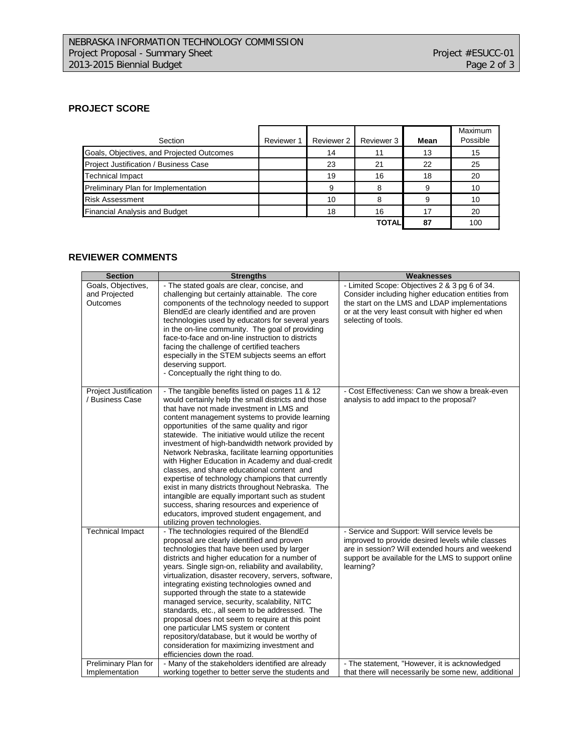## PROJECT SCORE

| Section | Reviewer 1 | Reviewer 2 | Reviewer 3 | Mean | Maximum Possible |
|---|---|---|---|---|---|
| Goals, Objectives, and Projected Outcomes | | 14 | 11 | 13 | 15 |
| Project Justification / Business Case | | 23 | 21 | 22 | 25 |
| Technical Impact | | 19 | 16 | 18 | 20 |
| Preliminary Plan for Implementation | | 9 | 8 | 9 | 10 |
| Risk Assessment | | 10 | 8 | 9 | 10 |
| Financial Analysis and Budget | | 18 | 16 | 17 | 20 |
| | | | TOTAL | 87 | 100 |

## REVIEWER COMMENTS

| Section | Strengths | Weaknesses |
|---|---|---|
| Goals, Objectives, and Projected Outcomes | - The stated goals are clear, concise, and challenging but certainly attainable. The core components of the technology needed to support BlendEd are clearly identified and are proven technologies used by educators for several years in the on-line community. The goal of providing face-to-face and on-line instruction to districts facing the challenge of certified teachers especially in the STEM subjects seems an effort deserving support.<br>- Conceptually the right thing to do. | - Limited Scope: Objectives 2 & 3 pg 6 of 34. Consider including higher education entities from the start on the LMS and LDAP implementations or at the very least consult with higher ed when selecting of tools. |
| Project Justification / Business Case | - The tangible benefits listed on pages 11 & 12 would certainly help the small districts and those that have not made investment in LMS and content management systems to provide learning opportunities of the same quality and rigor statewide. The initiative would utilize the recent investment of high-bandwidth network provided by Network Nebraska, facilitate learning opportunities with Higher Education in Academy and dual-credit classes, and share educational content and expertise of technology champions that currently exist in many districts throughout Nebraska. The intangible are equally important such as student success, sharing resources and experience of educators, improved student engagement, and utilizing proven technologies. | - Cost Effectiveness: Can we show a break-even analysis to add impact to the proposal? |
| Technical Impact | - The technologies required of the BlendEd proposal are clearly identified and proven technologies that have been used by larger districts and higher education for a number of years. Single sign-on, reliability and availability, virtualization, disaster recovery, servers, software, integrating existing technologies owned and supported through the state to a statewide managed service, security, scalability, NITC standards, etc., all seem to be addressed. The proposal does not seem to require at this point one particular LMS system or content repository/database, but it would be worthy of consideration for maximizing investment and efficiencies down the road. | - Service and Support: Will service levels be improved to provide desired levels while classes are in session? Will extended hours and weekend support be available for the LMS to support online learning? |
| Preliminary Plan for Implementation | - Many of the stakeholders identified are already working together to better serve the students and | - The statement, "However, it is acknowledged that there will necessarily be some new, additional |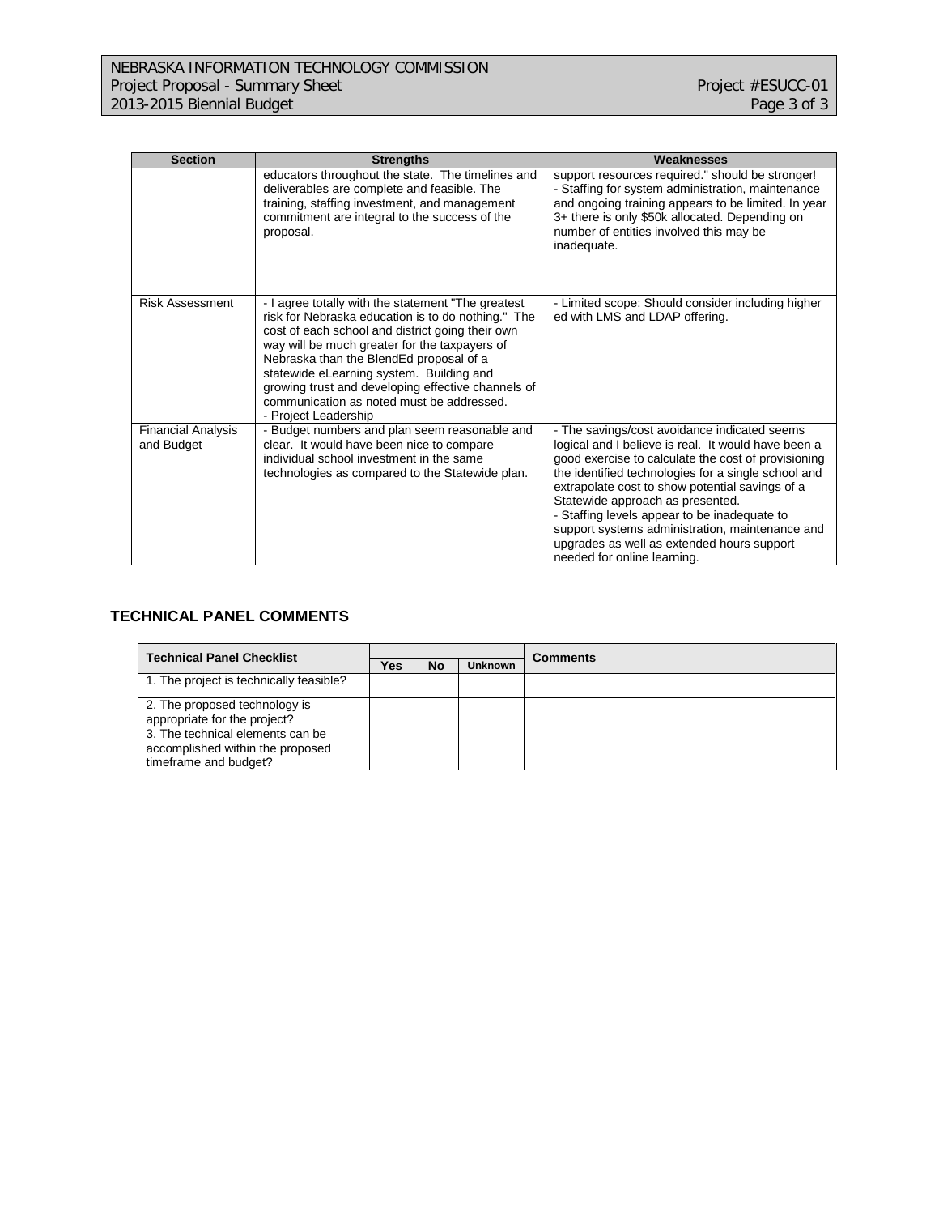| Section | Strengths | Weaknesses |
|---|---|---|
| | educators throughout the state. The timelines and deliverables are complete and feasible. The training, staffing investment, and management commitment are integral to the success of the proposal. | support resources required." should be stronger!<br>- Staffing for system administration, maintenance and ongoing training appears to be limited. In year 3+ there is only $50k allocated. Depending on number of entities involved this may be inadequate. |
| Risk Assessment | - I agree totally with the statement "The greatest risk for Nebraska education is to do nothing." The cost of each school and district going their own way will be much greater for the taxpayers of Nebraska than the BlendEd proposal of a statewide eLearning system. Building and growing trust and developing effective channels of communication as noted must be addressed.<br>- Project Leadership | - Limited scope: Should consider including higher ed with LMS and LDAP offering. |
| Financial Analysis and Budget | - Budget numbers and plan seem reasonable and clear. It would have been nice to compare individual school investment in the same technologies as compared to the Statewide plan. | - The savings/cost avoidance indicated seems logical and I believe is real. It would have been a good exercise to calculate the cost of provisioning the identified technologies for a single school and extrapolate cost to show potential savings of a Statewide approach as presented.<br>- Staffing levels appear to be inadequate to support systems administration, maintenance and upgrades as well as extended hours support needed for online learning. |

## TECHNICAL PANEL COMMENTS

| Technical Panel Checklist | Yes | No | Unknown | Comments |
|---|---|---|---|---|
| 1. The project is technically feasible? | | | | |
| 2. The proposed technology is appropriate for the project? | | | | |
| 3. The technical elements can be accomplished within the proposed timeframe and budget? | | | | |